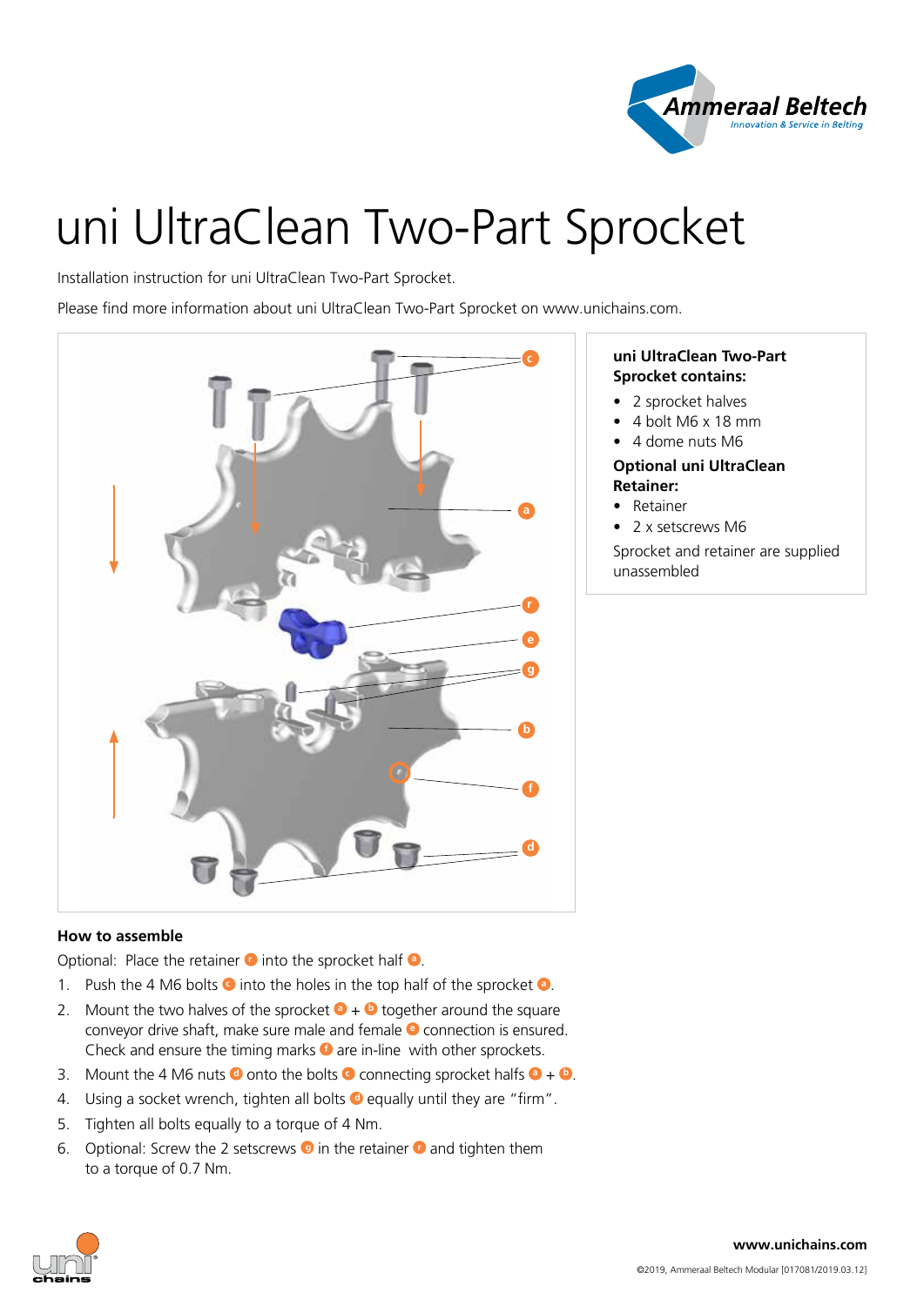# uni UltraClean Two-Part Sprocket

Installation instruction for uni UltraClean Two-Part Sprocket.

Please find more information about uni UltraClean Two-Part Sprocket on www.unichains.com.

**uni UltraClean Two-Part Sprocket contains:**

- 2 sprocket halves
- 4 bolt M6 x 18 mm
- 4 dome nuts M6

**Optional uni UltraClean Retainer:**

- Retainer
- 2 x setscrews M6

Sprocket and retainer are supplied unassembled

### How to assemble

Optional: Place the retainer r into the sprocket half a.

1. Push the 4 M6 bolts c into the holes in the top half of the sprocket a.
2. Mount the two halves of the sprocket a + b together around the square conveyor drive shaft, make sure male and female e connection is ensured. Check and ensure the timing marks f are in-line with other sprockets.
3. Mount the 4 M6 nuts d onto the bolts c connecting sprocket halfs a + b.
4. Using a socket wrench, tighten all bolts d equally until they are "firm".
5. Tighten all bolts equally to a torque of 4 Nm.
6. Optional: Screw the 2 setscrews g in the retainer r and tighten them to a torque of 0.7 Nm.

www.unichains.com

©2019, Ammeraal Beltech Modular [017081/2019.03.12]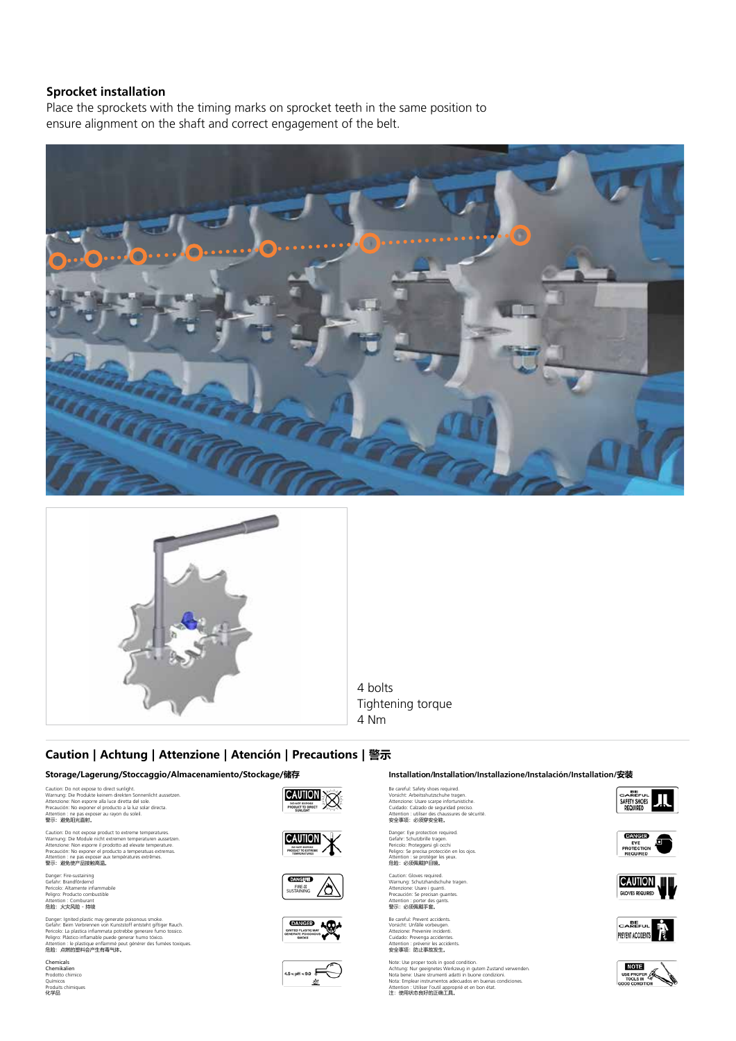## Sprocket installation

Place the sprockets with the timing marks on sprocket teeth in the same position to ensure alignment on the shaft and correct engagement of the belt.

4 bolts
Tightening torque
4 Nm

## Caution | Achtung | Attenzione | Atención | Precautions | 警示

### Storage/Lagerung/Stoccaggio/Almacenamiento/Stockage/储存

Caution: Do not expose to direct sunlight.
Warnung: Die Produkte keinem direkten Sonnenlicht aussetzen.
Attenzione: Non esporre alla luce diretta del sole.
Precaución: No exponer el producto a la luz solar directa.
Attention : ne pas exposer au rayon du soleil.
警示：避免阳光直射。

Caution: Do not expose product to extreme temperatures.
Warnung: Die Module nicht extremen temperaturen aussetzen.
Attenzione: Non esporre il prodotto ad elevate temperature.
Precaución: No exponer el producto a temperatuas extremas.
Attention : ne pas exposer aux températures extrêmes.
警示：避免使产品接触高温。

Danger: Fire-sustaining
Gefahr: Brandfördernd
Pericolo: Altamente infiammabile
Peligro: Producto combustible
Attention : Comburant
危险：火灾风险 - 持续

Danger: Ignited plastic may generate poisonous smoke.
Gefahr: Beim Verbrennen von Kunststoff entsteht giftiger Rauch.
Pericolo: La plastica infiammata potrebbe generare fumo tossico.
Peligro: Plástico inflamable puede generar humo tóxico.
Attention : le plastique enflammé peut générer des fumées toxiques.
危险：点燃的塑料会产生有毒气体。

Chemicals
Chemikalien
Prodotto chimico
Químicos
Produits chimiques
化学品

### Installation/Installation/Installazione/Instalación/Installation/安装

Be careful: Safety shoes required.
Vorsicht: Arbeitsschutzschuhe tragen.
Attenzione: Usare scarpe infortunistiche.
Cuidado: Calzado de seguridad preciso.
Attention : utiliser des chaussures de sécurité.
安全事项：必须穿安全鞋。

Danger: Eye protection required.
Gefahr: Schutzbrille tragen.
Pericolo: Proteggersi gli occhi
Peligro: Se precisa protección en los ojos.
Attention : se protéger les yeux.
危险：必须佩戴护目镜。

Caution: Gloves required.
Warnung: Schutzhandschuhe tragen.
Attenzione: Usare i guanti.
Precaución: Se precisan guantes.
Attention : porter des gants.
警示：必须佩戴手套。

Be careful: Prevent accidents.
Vorsicht: Unfälle vorbeugen.
Attenzione: Prevenire incidenti.
Cuidado: Prevenga accidentes.
Attention : prévenir les accidents.
安全事项：防止事故发生。

Note: Use proper tools in good condition.
Achtung: Nur geeignetes Werkzeug in gutem Zustand verwenden.
Nota bene: Usare strumenti adatti in buone condizioni.
Nota: Emplear instrumentos adecuados en buenas condiciones.
Attention : Utiliser l'outil approprié et en bon état.
注：使用状态良好的正确工具。